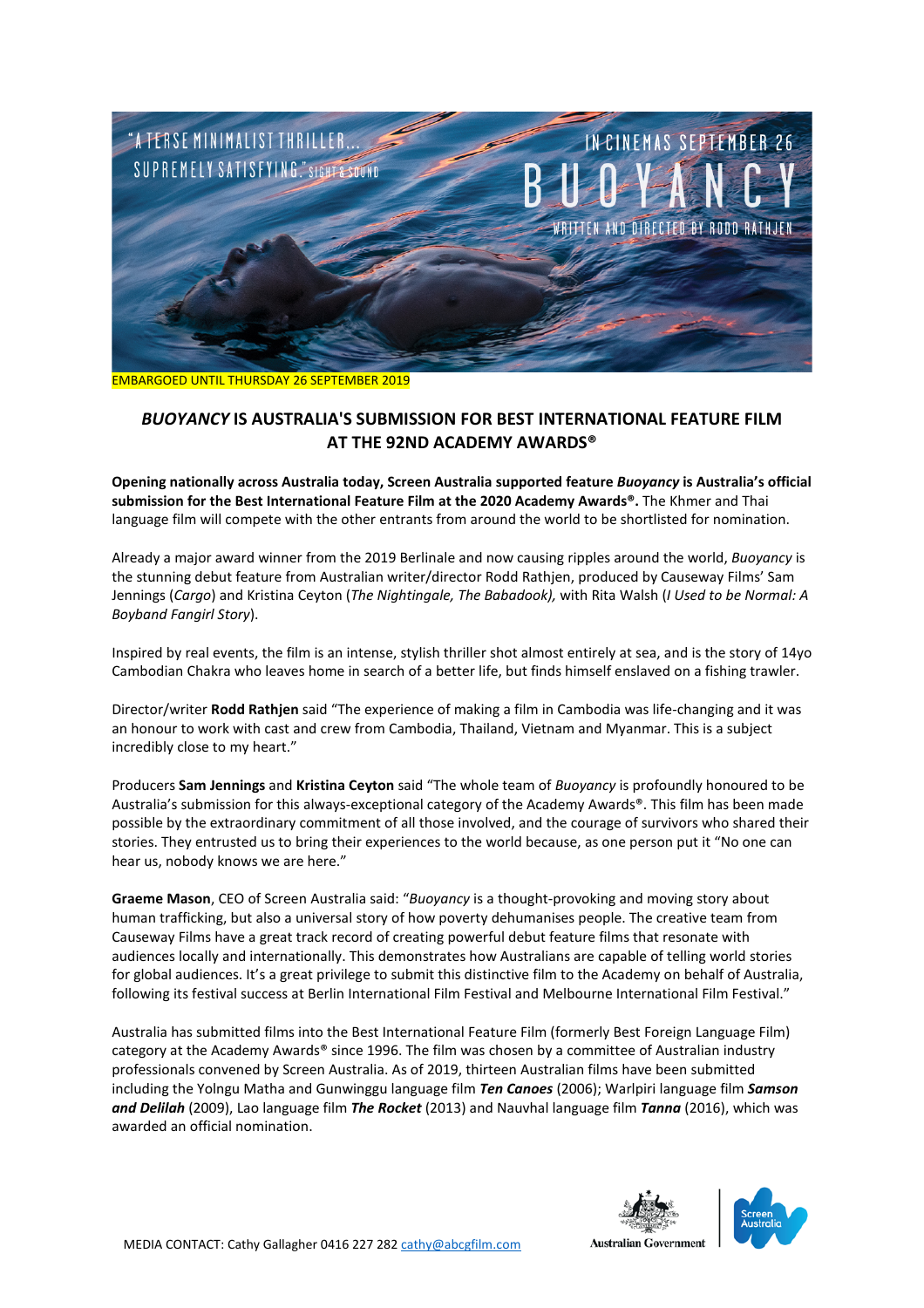EMBARGOED UNTIL THURSDAY 26 SEPTEMBER 2019

## *BUOYANCY* IS AUSTRALIA'S SUBMISSION FOR BEST INTERNATIONAL FEATURE FILM AT THE 92ND ACADEMY AWARDS®

**Opening nationally across Australia today, Screen Australia supported feature *Buoyancy* is Australia's official submission for the Best International Feature Film at the 2020 Academy Awards®.** The Khmer and Thai language film will compete with the other entrants from around the world to be shortlisted for nomination.

Already a major award winner from the 2019 Berlinale and now causing ripples around the world, *Buoyancy* is the stunning debut feature from Australian writer/director Rodd Rathjen, produced by Causeway Films' Sam Jennings (*Cargo*) and Kristina Ceyton (*The Nightingale, The Babadook),* with Rita Walsh (*I Used to be Normal: A Boyband Fangirl Story*).

Inspired by real events, the film is an intense, stylish thriller shot almost entirely at sea, and is the story of 14yo Cambodian Chakra who leaves home in search of a better life, but finds himself enslaved on a fishing trawler.

Director/writer **Rodd Rathjen** said "The experience of making a film in Cambodia was life-changing and it was an honour to work with cast and crew from Cambodia, Thailand, Vietnam and Myanmar. This is a subject incredibly close to my heart."

Producers **Sam Jennings** and **Kristina Ceyton** said "The whole team of *Buoyancy* is profoundly honoured to be Australia's submission for this always-exceptional category of the Academy Awards®. This film has been made possible by the extraordinary commitment of all those involved, and the courage of survivors who shared their stories. They entrusted us to bring their experiences to the world because, as one person put it "No one can hear us, nobody knows we are here."

**Graeme Mason**, CEO of Screen Australia said: "*Buoyancy* is a thought-provoking and moving story about human trafficking, but also a universal story of how poverty dehumanises people. The creative team from Causeway Films have a great track record of creating powerful debut feature films that resonate with audiences locally and internationally. This demonstrates how Australians are capable of telling world stories for global audiences. It's a great privilege to submit this distinctive film to the Academy on behalf of Australia, following its festival success at Berlin International Film Festival and Melbourne International Film Festival."

Australia has submitted films into the Best International Feature Film (formerly Best Foreign Language Film) category at the Academy Awards® since 1996. The film was chosen by a committee of Australian industry professionals convened by Screen Australia. As of 2019, thirteen Australian films have been submitted including the Yolngu Matha and Gunwinggu language film ***Ten Canoes*** (2006); Warlpiri language film ***Samson and Delilah*** (2009), Lao language film ***The Rocket*** (2013) and Nauvhal language film ***Tanna*** (2016), which was awarded an official nomination.

MEDIA CONTACT: Cathy Gallagher 0416 227 282 cathy@abcgfilm.com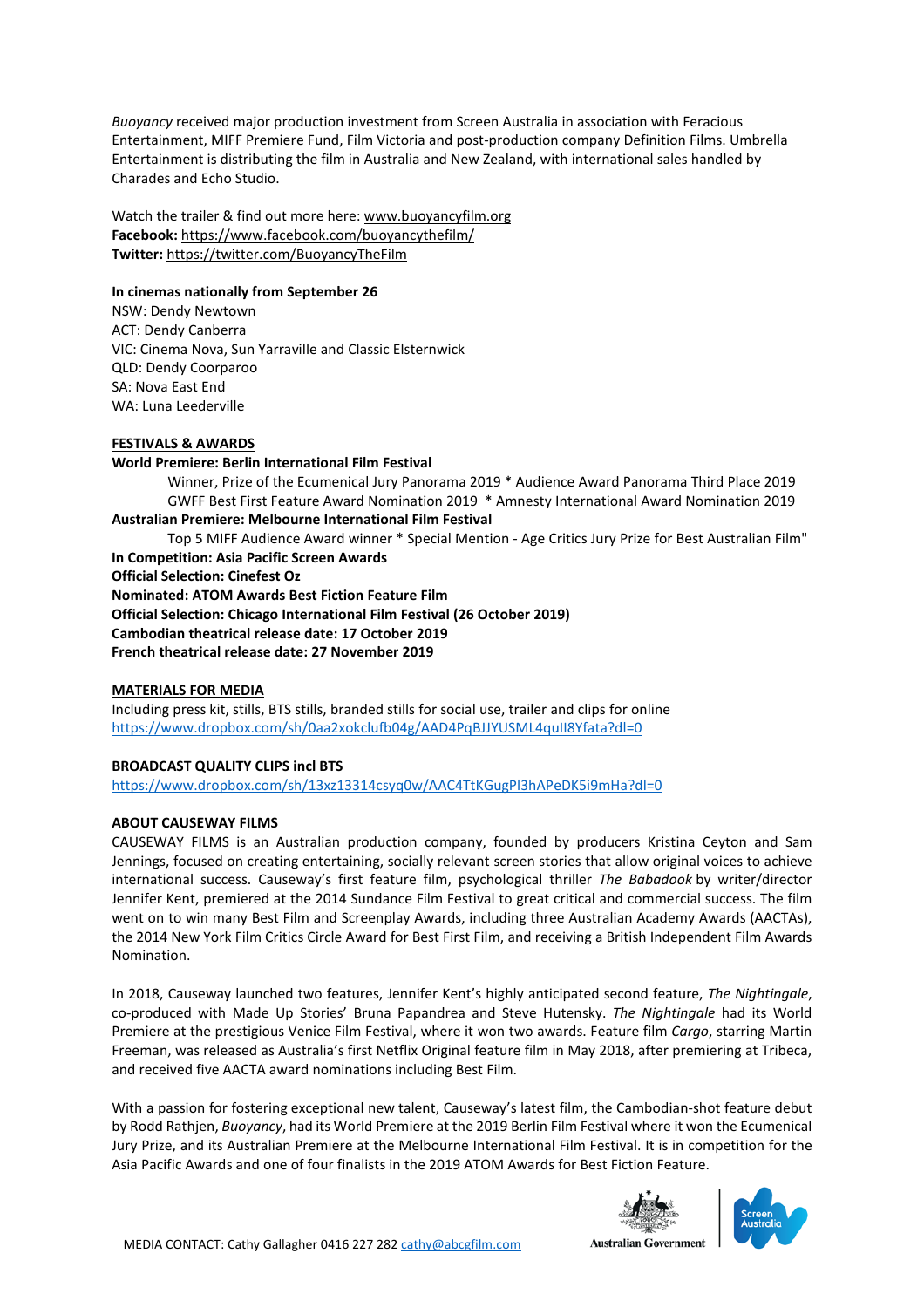*Buoyancy* received major production investment from Screen Australia in association with Feracious Entertainment, MIFF Premiere Fund, Film Victoria and post-production company Definition Films. Umbrella Entertainment is distributing the film in Australia and New Zealand, with international sales handled by Charades and Echo Studio.

Watch the trailer & find out more here: www.buoyancyfilm.org
**Facebook:** https://www.facebook.com/buoyancythefilm/
**Twitter:** https://twitter.com/BuoyancyTheFilm

**In cinemas nationally from September 26**
NSW: Dendy Newtown
ACT: Dendy Canberra
VIC: Cinema Nova, Sun Yarraville and Classic Elsternwick
QLD: Dendy Coorparoo
SA: Nova East End
WA: Luna Leederville

## FESTIVALS & AWARDS

**World Premiere: Berlin International Film Festival**
Winner, Prize of the Ecumenical Jury Panorama 2019 * Audience Award Panorama Third Place 2019
GWFF Best First Feature Award Nomination 2019 * Amnesty International Award Nomination 2019
**Australian Premiere: Melbourne International Film Festival**
Top 5 MIFF Audience Award winner * Special Mention - Age Critics Jury Prize for Best Australian Film"
**In Competition: Asia Pacific Screen Awards**
**Official Selection: Cinefest Oz**
**Nominated: ATOM Awards Best Fiction Feature Film**
**Official Selection: Chicago International Film Festival (26 October 2019)**
**Cambodian theatrical release date: 17 October 2019**
**French theatrical release date: 27 November 2019**

## MATERIALS FOR MEDIA

Including press kit, stills, BTS stills, branded stills for social use, trailer and clips for online
https://www.dropbox.com/sh/0aa2xokclufb04g/AAD4PqBJJYUSML4quII8Yfata?dl=0

**BROADCAST QUALITY CLIPS incl BTS**
https://www.dropbox.com/sh/13xz13314csyq0w/AAC4TtKGugPl3hAPeDK5i9mHa?dl=0

## ABOUT CAUSEWAY FILMS

CAUSEWAY FILMS is an Australian production company, founded by producers Kristina Ceyton and Sam Jennings, focused on creating entertaining, socially relevant screen stories that allow original voices to achieve international success. Causeway's first feature film, psychological thriller *The Babadook* by writer/director Jennifer Kent, premiered at the 2014 Sundance Film Festival to great critical and commercial success. The film went on to win many Best Film and Screenplay Awards, including three Australian Academy Awards (AACTAs), the 2014 New York Film Critics Circle Award for Best First Film, and receiving a British Independent Film Awards Nomination.

In 2018, Causeway launched two features, Jennifer Kent's highly anticipated second feature, *The Nightingale*, co-produced with Made Up Stories' Bruna Papandrea and Steve Hutensky. *The Nightingale* had its World Premiere at the prestigious Venice Film Festival, where it won two awards. Feature film *Cargo*, starring Martin Freeman, was released as Australia's first Netflix Original feature film in May 2018, after premiering at Tribeca, and received five AACTA award nominations including Best Film.

With a passion for fostering exceptional new talent, Causeway's latest film, the Cambodian-shot feature debut by Rodd Rathjen, *Buoyancy*, had its World Premiere at the 2019 Berlin Film Festival where it won the Ecumenical Jury Prize, and its Australian Premiere at the Melbourne International Film Festival. It is in competition for the Asia Pacific Awards and one of four finalists in the 2019 ATOM Awards for Best Fiction Feature.

MEDIA CONTACT: Cathy Gallagher 0416 227 282 cathy@abcgfilm.com

Australian Government | Screen Australia